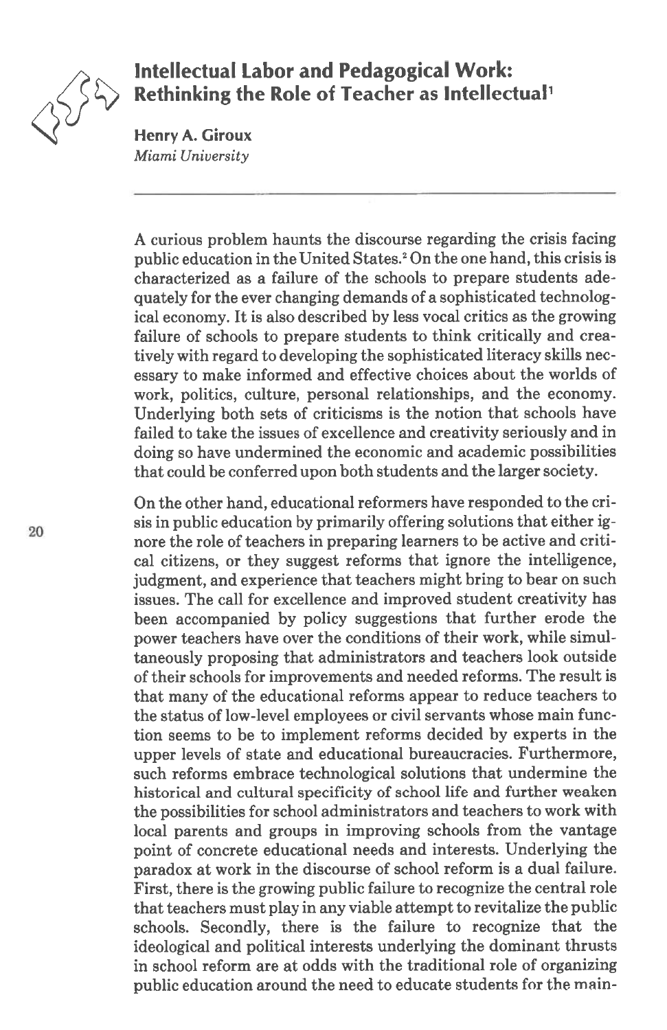# Intellectual Labor and Pedagogical Work: Rethinking the Role of Teacher as Intellectual[1]

**Henry A. Giroux**
*Miami University*

---

A curious problem haunts the discourse regarding the crisis facing public education in the United States.[2] On the one hand, this crisis is characterized as a failure of the schools to prepare students adequately for the ever changing demands of a sophisticated technological economy. It is also described by less vocal critics as the growing failure of schools to prepare students to think critically and creatively with regard to developing the sophisticated literacy skills necessary to make informed and effective choices about the worlds of work, politics, culture, personal relationships, and the economy. Underlying both sets of criticisms is the notion that schools have failed to take the issues of excellence and creativity seriously and in doing so have undermined the economic and academic possibilities that could be conferred upon both students and the larger society.

On the other hand, educational reformers have responded to the crisis in public education by primarily offering solutions that either ignore the role of teachers in preparing learners to be active and critical citizens, or they suggest reforms that ignore the intelligence, judgment, and experience that teachers might bring to bear on such issues. The call for excellence and improved student creativity has been accompanied by policy suggestions that further erode the power teachers have over the conditions of their work, while simultaneously proposing that administrators and teachers look outside of their schools for improvements and needed reforms. The result is that many of the educational reforms appear to reduce teachers to the status of low-level employees or civil servants whose main function seems to be to implement reforms decided by experts in the upper levels of state and educational bureaucracies. Furthermore, such reforms embrace technological solutions that undermine the historical and cultural specificity of school life and further weaken the possibilities for school administrators and teachers to work with local parents and groups in improving schools from the vantage point of concrete educational needs and interests. Underlying the paradox at work in the discourse of school reform is a dual failure. First, there is the growing public failure to recognize the central role that teachers must play in any viable attempt to revitalize the public schools. Secondly, there is the failure to recognize that the ideological and political interests underlying the dominant thrusts in school reform are at odds with the traditional role of organizing public education around the need to educate students for the main-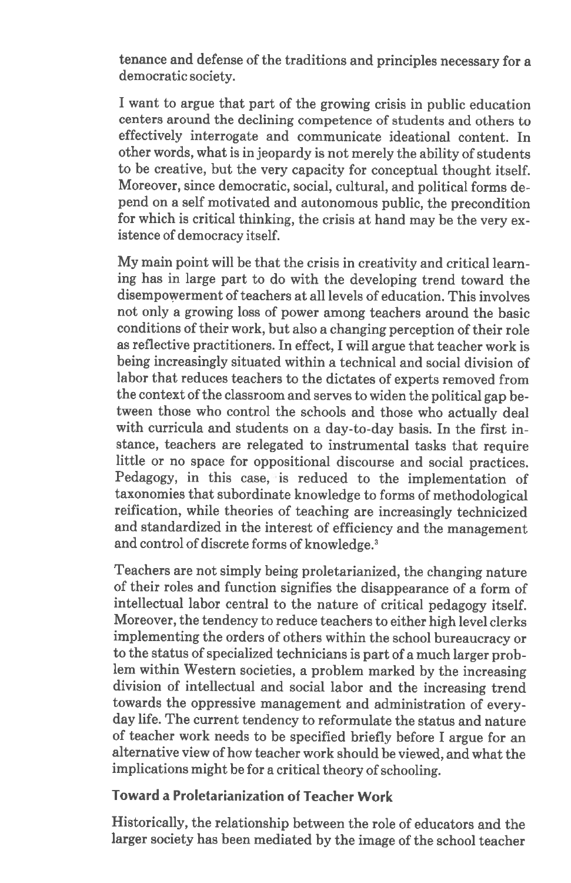tenance and defense of the traditions and principles necessary for a democratic society.

I want to argue that part of the growing crisis in public education centers around the declining competence of students and others to effectively interrogate and communicate ideational content. In other words, what is in jeopardy is not merely the ability of students to be creative, but the very capacity for conceptual thought itself. Moreover, since democratic, social, cultural, and political forms depend on a self motivated and autonomous public, the precondition for which is critical thinking, the crisis at hand may be the very existence of democracy itself.

My main point will be that the crisis in creativity and critical learning has in large part to do with the developing trend toward the disempowerment of teachers at all levels of education. This involves not only a growing loss of power among teachers around the basic conditions of their work, but also a changing perception of their role as reflective practitioners. In effect, I will argue that teacher work is being increasingly situated within a technical and social division of labor that reduces teachers to the dictates of experts removed from the context of the classroom and serves to widen the political gap between those who control the schools and those who actually deal with curricula and students on a day-to-day basis. In the first instance, teachers are relegated to instrumental tasks that require little or no space for oppositional discourse and social practices. Pedagogy, in this case, is reduced to the implementation of taxonomies that subordinate knowledge to forms of methodological reification, while theories of teaching are increasingly technicized and standardized in the interest of efficiency and the management and control of discrete forms of knowledge.[3]

Teachers are not simply being proletarianized, the changing nature of their roles and function signifies the disappearance of a form of intellectual labor central to the nature of critical pedagogy itself. Moreover, the tendency to reduce teachers to either high level clerks implementing the orders of others within the school bureaucracy or to the status of specialized technicians is part of a much larger problem within Western societies, a problem marked by the increasing division of intellectual and social labor and the increasing trend towards the oppressive management and administration of everyday life. The current tendency to reformulate the status and nature of teacher work needs to be specified briefly before I argue for an alternative view of how teacher work should be viewed, and what the implications might be for a critical theory of schooling.

## Toward a Proletarianization of Teacher Work

Historically, the relationship between the role of educators and the larger society has been mediated by the image of the school teacher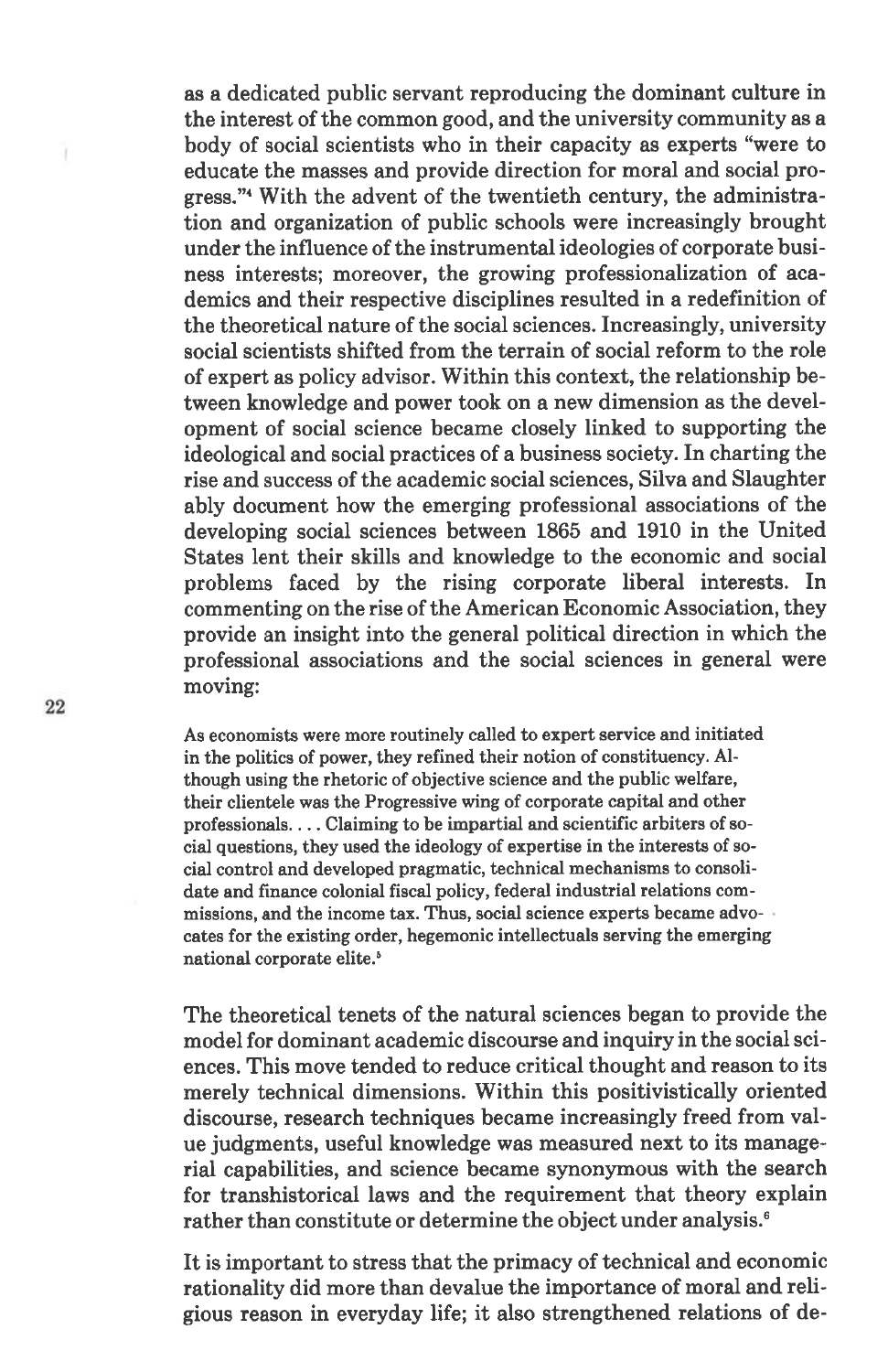as a dedicated public servant reproducing the dominant culture in the interest of the common good, and the university community as a body of social scientists who in their capacity as experts "were to educate the masses and provide direction for moral and social progress."[4] With the advent of the twentieth century, the administration and organization of public schools were increasingly brought under the influence of the instrumental ideologies of corporate business interests; moreover, the growing professionalization of academics and their respective disciplines resulted in a redefinition of the theoretical nature of the social sciences. Increasingly, university social scientists shifted from the terrain of social reform to the role of expert as policy advisor. Within this context, the relationship between knowledge and power took on a new dimension as the development of social science became closely linked to supporting the ideological and social practices of a business society. In charting the rise and success of the academic social sciences, Silva and Slaughter ably document how the emerging professional associations of the developing social sciences between 1865 and 1910 in the United States lent their skills and knowledge to the economic and social problems faced by the rising corporate liberal interests. In commenting on the rise of the American Economic Association, they provide an insight into the general political direction in which the professional associations and the social sciences in general were moving:

> As economists were more routinely called to expert service and initiated in the politics of power, they refined their notion of constituency. Although using the rhetoric of objective science and the public welfare, their clientele was the Progressive wing of corporate capital and other professionals. . . . Claiming to be impartial and scientific arbiters of social questions, they used the ideology of expertise in the interests of social control and developed pragmatic, technical mechanisms to consolidate and finance colonial fiscal policy, federal industrial relations commissions, and the income tax. Thus, social science experts became advocates for the existing order, hegemonic intellectuals serving the emerging national corporate elite.[5]

The theoretical tenets of the natural sciences began to provide the model for dominant academic discourse and inquiry in the social sciences. This move tended to reduce critical thought and reason to its merely technical dimensions. Within this positivistically oriented discourse, research techniques became increasingly freed from value judgments, useful knowledge was measured next to its managerial capabilities, and science became synonymous with the search for transhistorical laws and the requirement that theory explain rather than constitute or determine the object under analysis.[6]

It is important to stress that the primacy of technical and economic rationality did more than devalue the importance of moral and religious reason in everyday life; it also strengthened relations of de-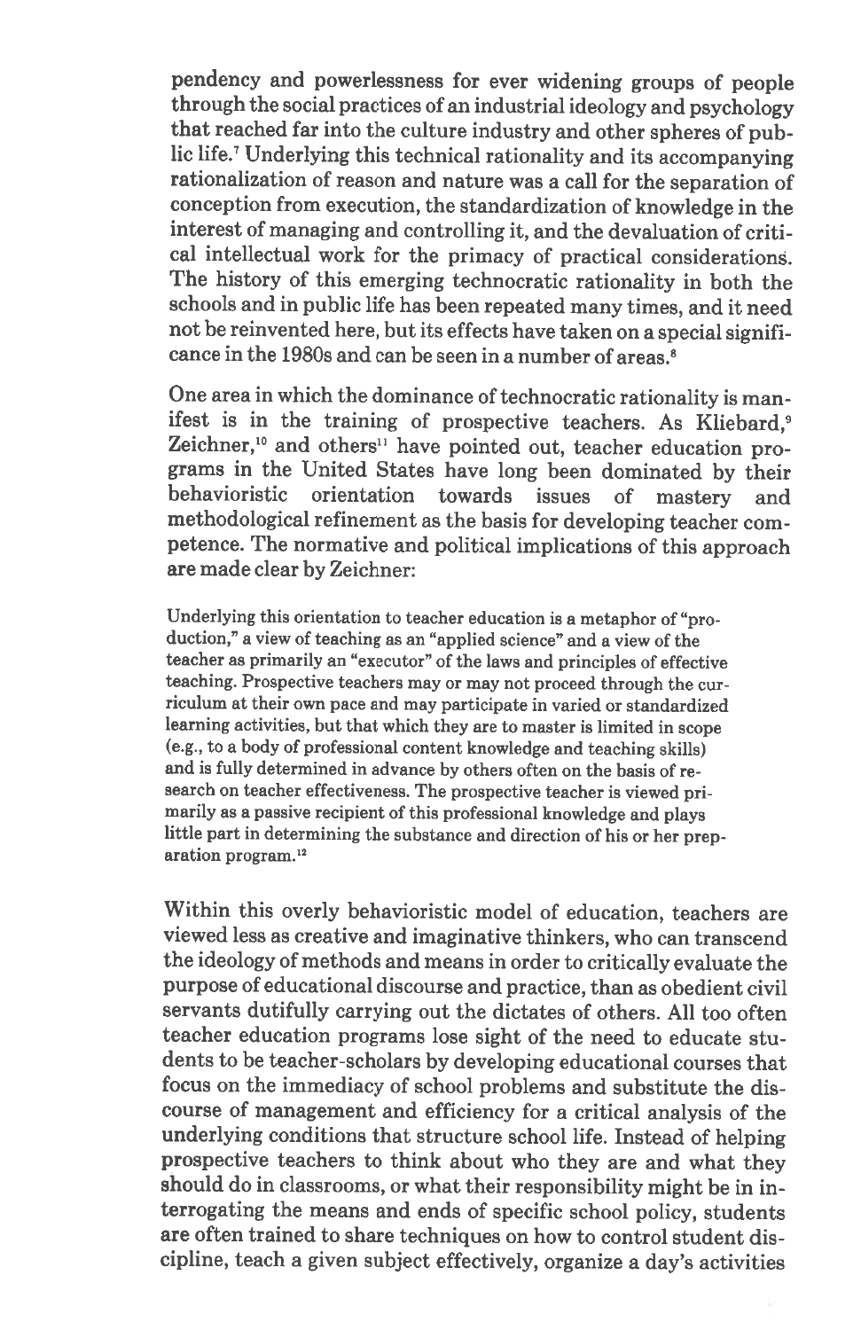pendency and powerlessness for ever widening groups of people through the social practices of an industrial ideology and psychology that reached far into the culture industry and other spheres of public life.[7] Underlying this technical rationality and its accompanying rationalization of reason and nature was a call for the separation of conception from execution, the standardization of knowledge in the interest of managing and controlling it, and the devaluation of critical intellectual work for the primacy of practical considerations. The history of this emerging technocratic rationality in both the schools and in public life has been repeated many times, and it need not be reinvented here, but its effects have taken on a special significance in the 1980s and can be seen in a number of areas.[8]

One area in which the dominance of technocratic rationality is manifest is in the training of prospective teachers. As Kliebard,[9] Zeichner,[10] and others[11] have pointed out, teacher education programs in the United States have long been dominated by their behavioristic orientation towards issues of mastery and methodological refinement as the basis for developing teacher competence. The normative and political implications of this approach are made clear by Zeichner:

> Underlying this orientation to teacher education is a metaphor of "production," a view of teaching as an "applied science" and a view of the teacher as primarily an "executor" of the laws and principles of effective teaching. Prospective teachers may or may not proceed through the curriculum at their own pace and may participate in varied or standardized learning activities, but that which they are to master is limited in scope (e.g., to a body of professional content knowledge and teaching skills) and is fully determined in advance by others often on the basis of research on teacher effectiveness. The prospective teacher is viewed primarily as a passive recipient of this professional knowledge and plays little part in determining the substance and direction of his or her preparation program.[12]

Within this overly behavioristic model of education, teachers are viewed less as creative and imaginative thinkers, who can transcend the ideology of methods and means in order to critically evaluate the purpose of educational discourse and practice, than as obedient civil servants dutifully carrying out the dictates of others. All too often teacher education programs lose sight of the need to educate students to be teacher-scholars by developing educational courses that focus on the immediacy of school problems and substitute the discourse of management and efficiency for a critical analysis of the underlying conditions that structure school life. Instead of helping prospective teachers to think about who they are and what they should do in classrooms, or what their responsibility might be in interrogating the means and ends of specific school policy, students are often trained to share techniques on how to control student discipline, teach a given subject effectively, organize a day's activities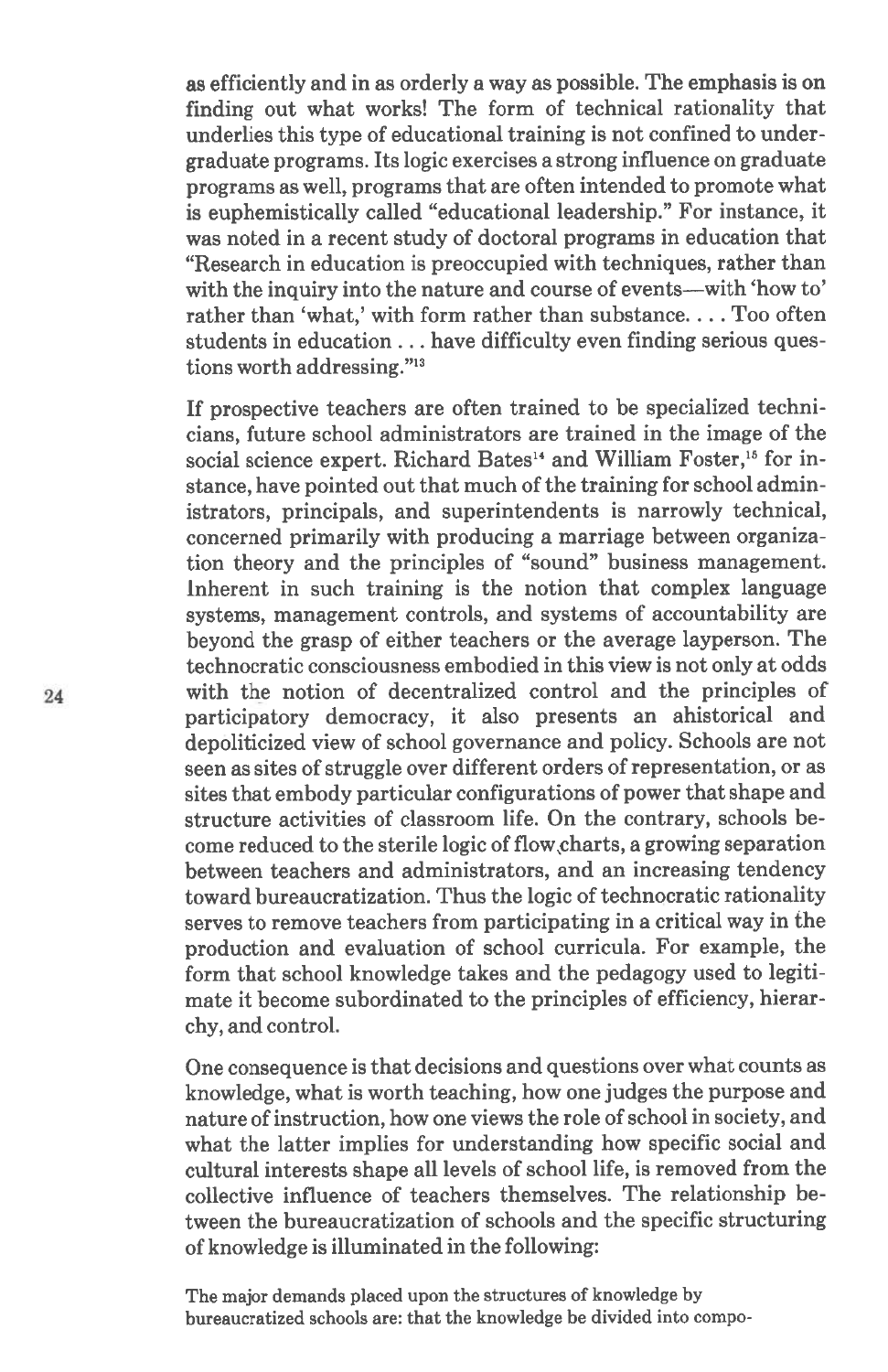as efficiently and in as orderly a way as possible. The emphasis is on finding out what works! The form of technical rationality that underlies this type of educational training is not confined to undergraduate programs. Its logic exercises a strong influence on graduate programs as well, programs that are often intended to promote what is euphemistically called "educational leadership." For instance, it was noted in a recent study of doctoral programs in education that "Research in education is preoccupied with techniques, rather than with the inquiry into the nature and course of events—with 'how to' rather than 'what,' with form rather than substance. . . . Too often students in education . . . have difficulty even finding serious questions worth addressing."[13]

If prospective teachers are often trained to be specialized technicians, future school administrators are trained in the image of the social science expert. Richard Bates[14] and William Foster,[15] for instance, have pointed out that much of the training for school administrators, principals, and superintendents is narrowly technical, concerned primarily with producing a marriage between organization theory and the principles of "sound" business management. Inherent in such training is the notion that complex language systems, management controls, and systems of accountability are beyond the grasp of either teachers or the average layperson. The technocratic consciousness embodied in this view is not only at odds with the notion of decentralized control and the principles of participatory democracy, it also presents an ahistorical and depoliticized view of school governance and policy. Schools are not seen as sites of struggle over different orders of representation, or as sites that embody particular configurations of power that shape and structure activities of classroom life. On the contrary, schools become reduced to the sterile logic of flow charts, a growing separation between teachers and administrators, and an increasing tendency toward bureaucratization. Thus the logic of technocratic rationality serves to remove teachers from participating in a critical way in the production and evaluation of school curricula. For example, the form that school knowledge takes and the pedagogy used to legitimate it become subordinated to the principles of efficiency, hierarchy, and control.

One consequence is that decisions and questions over what counts as knowledge, what is worth teaching, how one judges the purpose and nature of instruction, how one views the role of school in society, and what the latter implies for understanding how specific social and cultural interests shape all levels of school life, is removed from the collective influence of teachers themselves. The relationship between the bureaucratization of schools and the specific structuring of knowledge is illuminated in the following:

> The major demands placed upon the structures of knowledge by bureaucratized schools are: that the knowledge be divided into compo-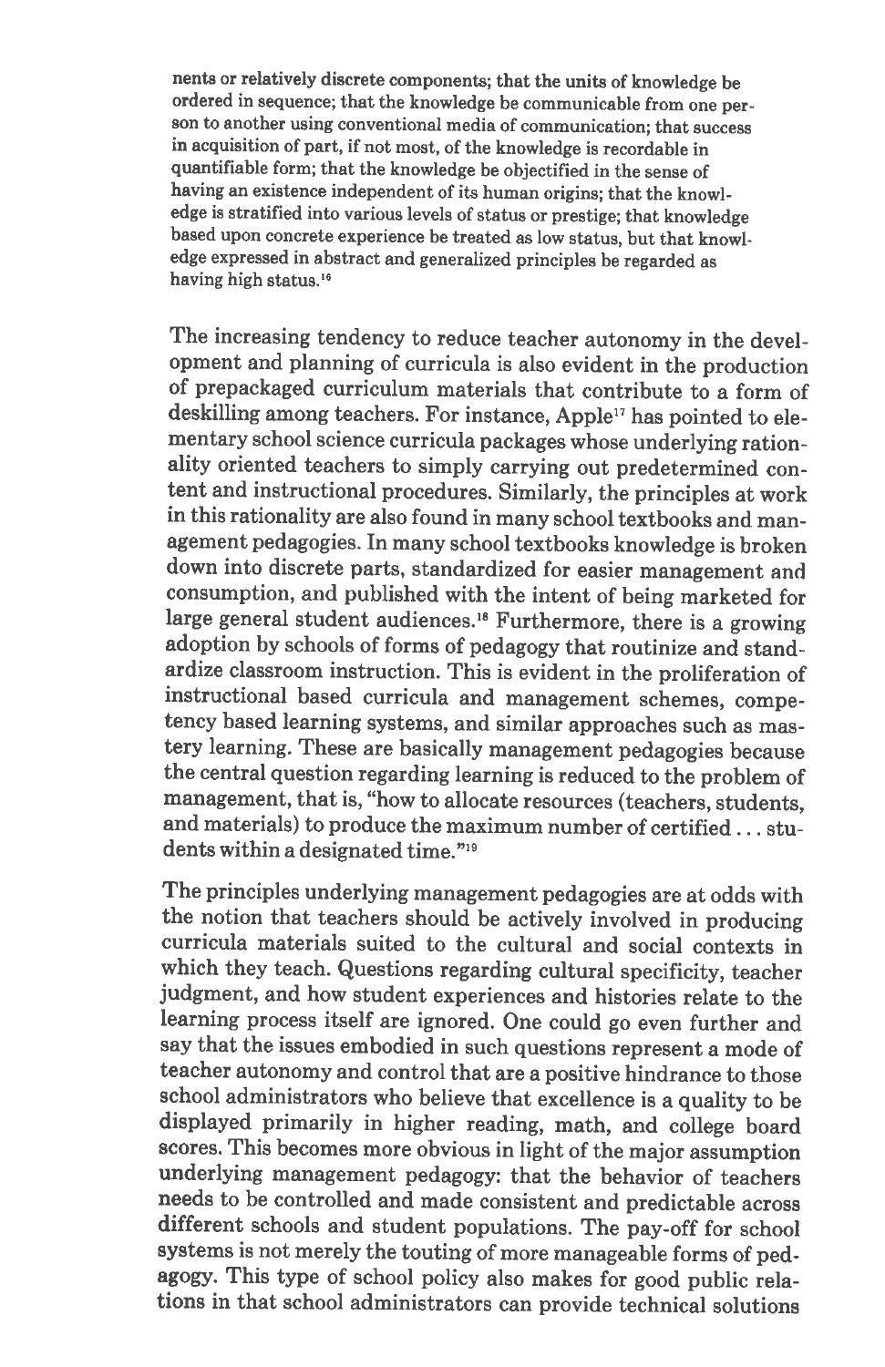nents or relatively discrete components; that the units of knowledge be ordered in sequence; that the knowledge be communicable from one person to another using conventional media of communication; that success in acquisition of part, if not most, of the knowledge is recordable in quantifiable form; that the knowledge be objectified in the sense of having an existence independent of its human origins; that the knowledge is stratified into various levels of status or prestige; that knowledge based upon concrete experience be treated as low status, but that knowledge expressed in abstract and generalized principles be regarded as having high status.[16]

The increasing tendency to reduce teacher autonomy in the development and planning of curricula is also evident in the production of prepackaged curriculum materials that contribute to a form of deskilling among teachers. For instance, Apple[17] has pointed to elementary school science curricula packages whose underlying rationality oriented teachers to simply carrying out predetermined content and instructional procedures. Similarly, the principles at work in this rationality are also found in many school textbooks and management pedagogies. In many school textbooks knowledge is broken down into discrete parts, standardized for easier management and consumption, and published with the intent of being marketed for large general student audiences.[18] Furthermore, there is a growing adoption by schools of forms of pedagogy that routinize and standardize classroom instruction. This is evident in the proliferation of instructional based curricula and management schemes, competency based learning systems, and similar approaches such as mastery learning. These are basically management pedagogies because the central question regarding learning is reduced to the problem of management, that is, "how to allocate resources (teachers, students, and materials) to produce the maximum number of certified . . . students within a designated time."[19]

The principles underlying management pedagogies are at odds with the notion that teachers should be actively involved in producing curricula materials suited to the cultural and social contexts in which they teach. Questions regarding cultural specificity, teacher judgment, and how student experiences and histories relate to the learning process itself are ignored. One could go even further and say that the issues embodied in such questions represent a mode of teacher autonomy and control that are a positive hindrance to those school administrators who believe that excellence is a quality to be displayed primarily in higher reading, math, and college board scores. This becomes more obvious in light of the major assumption underlying management pedagogy: that the behavior of teachers needs to be controlled and made consistent and predictable across different schools and student populations. The pay-off for school systems is not merely the touting of more manageable forms of pedagogy. This type of school policy also makes for good public relations in that school administrators can provide technical solutions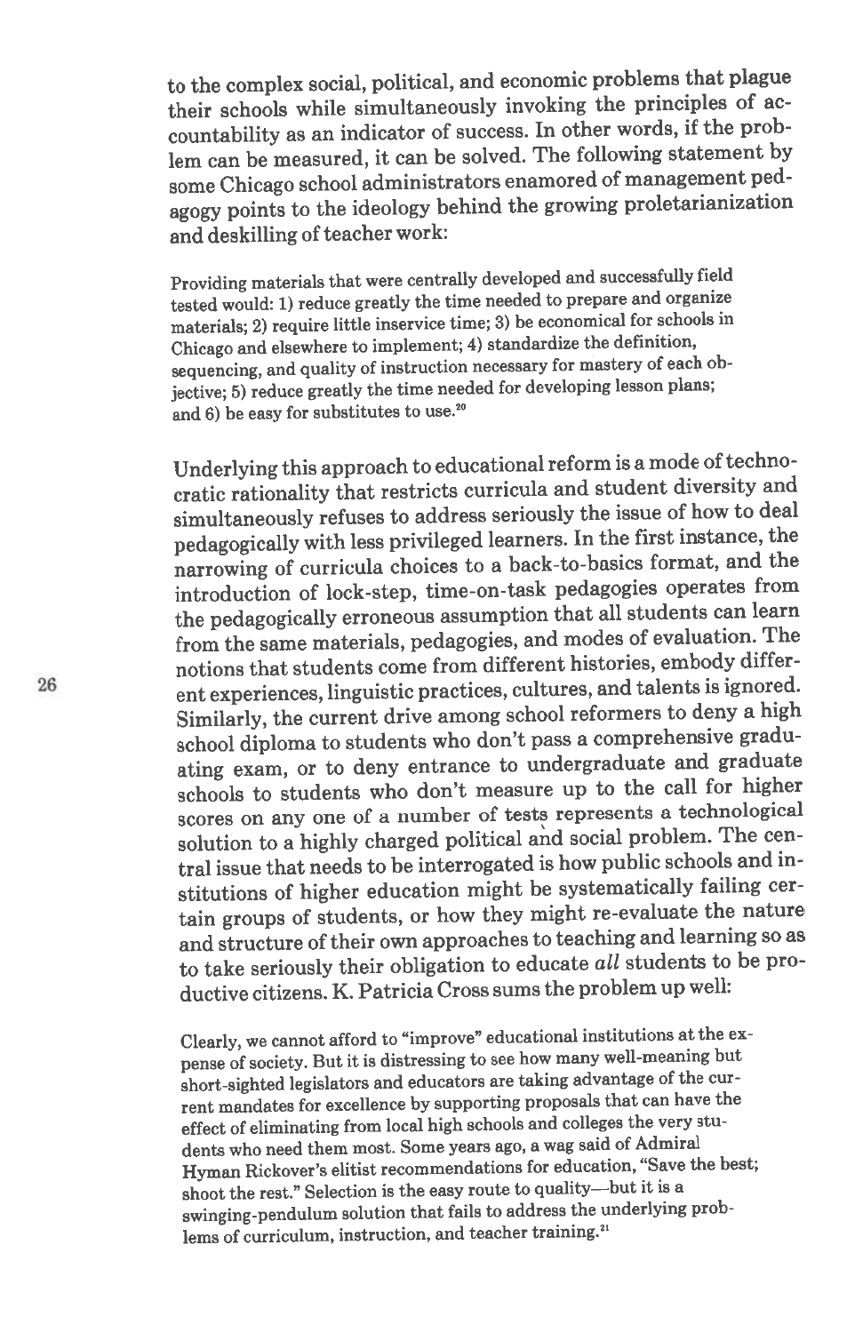to the complex social, political, and economic problems that plague their schools while simultaneously invoking the principles of accountability as an indicator of success. In other words, if the problem can be measured, it can be solved. The following statement by some Chicago school administrators enamored of management pedagogy points to the ideology behind the growing proletarianization and deskilling of teacher work:

> Providing materials that were centrally developed and successfully field tested would: 1) reduce greatly the time needed to prepare and organize materials; 2) require little inservice time; 3) be economical for schools in Chicago and elsewhere to implement; 4) standardize the definition, sequencing, and quality of instruction necessary for mastery of each objective; 5) reduce greatly the time needed for developing lesson plans; and 6) be easy for substitutes to use.[20]

Underlying this approach to educational reform is a mode of technocratic rationality that restricts curricula and student diversity and simultaneously refuses to address seriously the issue of how to deal pedagogically with less privileged learners. In the first instance, the narrowing of curricula choices to a back-to-basics format, and the introduction of lock-step, time-on-task pedagogies operates from the pedagogically erroneous assumption that all students can learn from the same materials, pedagogies, and modes of evaluation. The notions that students come from different histories, embody different experiences, linguistic practices, cultures, and talents is ignored. Similarly, the current drive among school reformers to deny a high school diploma to students who don't pass a comprehensive graduating exam, or to deny entrance to undergraduate and graduate schools to students who don't measure up to the call for higher scores on any one of a number of tests represents a technological solution to a highly charged political and social problem. The central issue that needs to be interrogated is how public schools and institutions of higher education might be systematically failing certain groups of students, or how they might re-evaluate the nature and structure of their own approaches to teaching and learning so as to take seriously their obligation to educate *all* students to be productive citizens. K. Patricia Cross sums the problem up well:

> Clearly, we cannot afford to "improve" educational institutions at the expense of society. But it is distressing to see how many well-meaning but short-sighted legislators and educators are taking advantage of the current mandates for excellence by supporting proposals that can have the effect of eliminating from local high schools and colleges the very students who need them most. Some years ago, a wag said of Admiral Hyman Rickover's elitist recommendations for education, "Save the best; shoot the rest." Selection is the easy route to quality—but it is a swinging-pendulum solution that fails to address the underlying problems of curriculum, instruction, and teacher training.[21]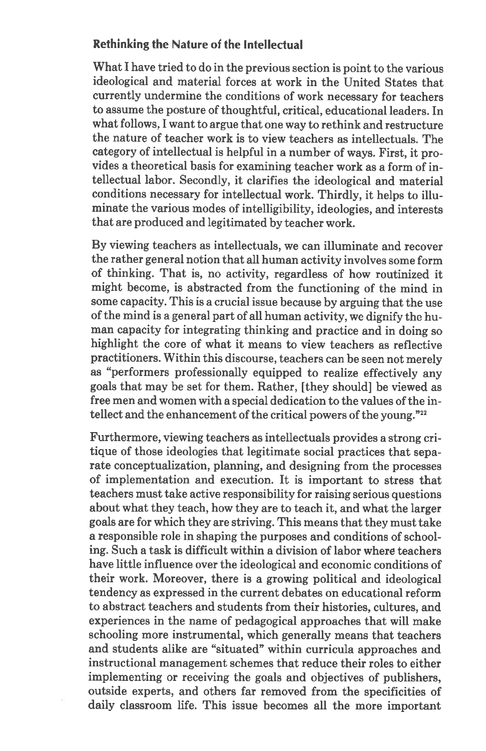## Rethinking the Nature of the Intellectual

What I have tried to do in the previous section is point to the various ideological and material forces at work in the United States that currently undermine the conditions of work necessary for teachers to assume the posture of thoughtful, critical, educational leaders. In what follows, I want to argue that one way to rethink and restructure the nature of teacher work is to view teachers as intellectuals. The category of intellectual is helpful in a number of ways. First, it provides a theoretical basis for examining teacher work as a form of intellectual labor. Secondly, it clarifies the ideological and material conditions necessary for intellectual work. Thirdly, it helps to illuminate the various modes of intelligibility, ideologies, and interests that are produced and legitimated by teacher work.

By viewing teachers as intellectuals, we can illuminate and recover the rather general notion that all human activity involves some form of thinking. That is, no activity, regardless of how routinized it might become, is abstracted from the functioning of the mind in some capacity. This is a crucial issue because by arguing that the use of the mind is a general part of all human activity, we dignify the human capacity for integrating thinking and practice and in doing so highlight the core of what it means to view teachers as reflective practitioners. Within this discourse, teachers can be seen not merely as "performers professionally equipped to realize effectively any goals that may be set for them. Rather, [they should] be viewed as free men and women with a special dedication to the values of the intellect and the enhancement of the critical powers of the young."[22]

Furthermore, viewing teachers as intellectuals provides a strong critique of those ideologies that legitimate social practices that separate conceptualization, planning, and designing from the processes of implementation and execution. It is important to stress that teachers must take active responsibility for raising serious questions about what they teach, how they are to teach it, and what the larger goals are for which they are striving. This means that they must take a responsible role in shaping the purposes and conditions of schooling. Such a task is difficult within a division of labor where teachers have little influence over the ideological and economic conditions of their work. Moreover, there is a growing political and ideological tendency as expressed in the current debates on educational reform to abstract teachers and students from their histories, cultures, and experiences in the name of pedagogical approaches that will make schooling more instrumental, which generally means that teachers and students alike are "situated" within curricula approaches and instructional management schemes that reduce their roles to either implementing or receiving the goals and objectives of publishers, outside experts, and others far removed from the specificities of daily classroom life. This issue becomes all the more important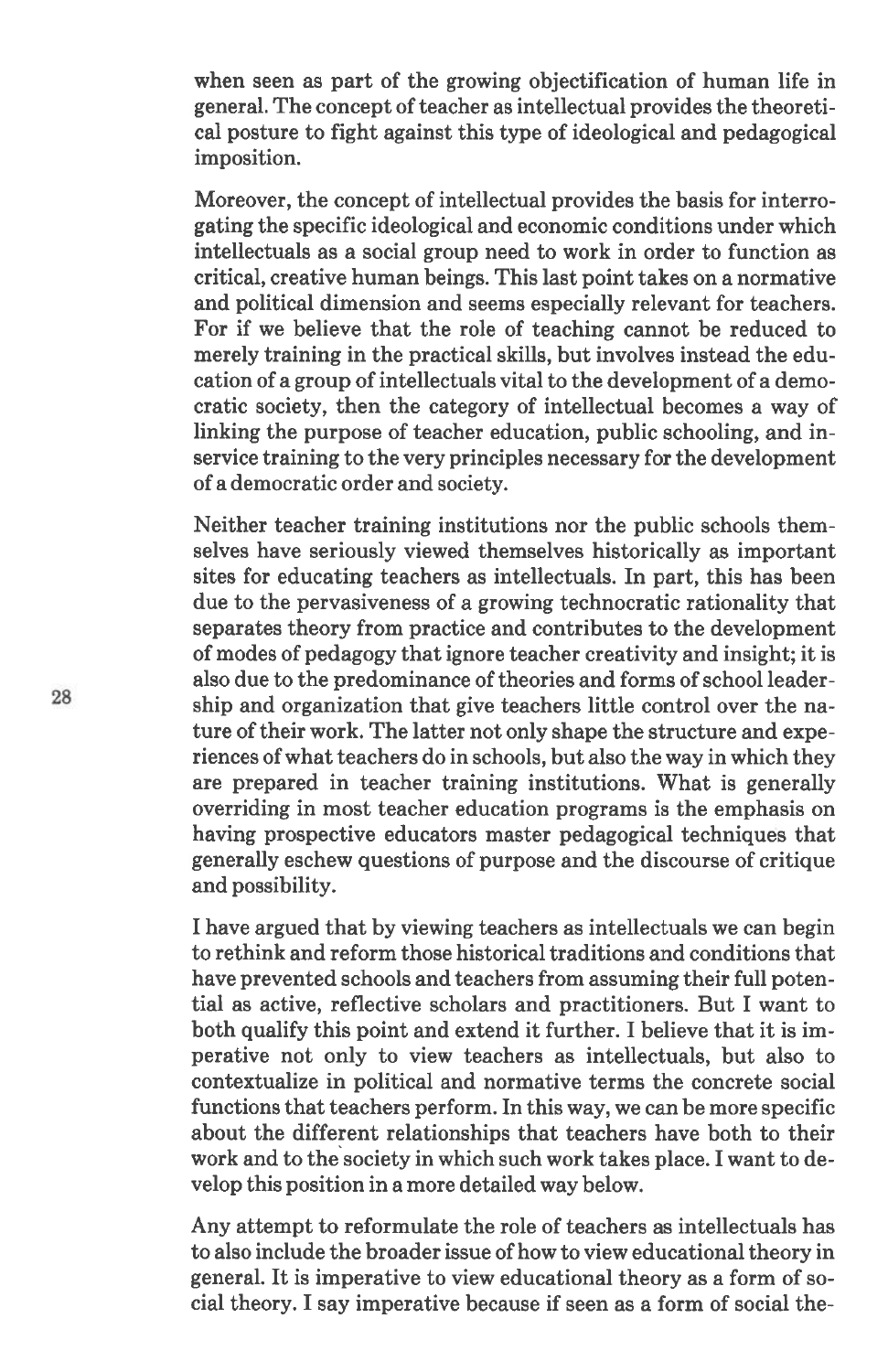when seen as part of the growing objectification of human life in general. The concept of teacher as intellectual provides the theoretical posture to fight against this type of ideological and pedagogical imposition.

Moreover, the concept of intellectual provides the basis for interrogating the specific ideological and economic conditions under which intellectuals as a social group need to work in order to function as critical, creative human beings. This last point takes on a normative and political dimension and seems especially relevant for teachers. For if we believe that the role of teaching cannot be reduced to merely training in the practical skills, but involves instead the education of a group of intellectuals vital to the development of a democratic society, then the category of intellectual becomes a way of linking the purpose of teacher education, public schooling, and in-service training to the very principles necessary for the development of a democratic order and society.

Neither teacher training institutions nor the public schools themselves have seriously viewed themselves historically as important sites for educating teachers as intellectuals. In part, this has been due to the pervasiveness of a growing technocratic rationality that separates theory from practice and contributes to the development of modes of pedagogy that ignore teacher creativity and insight; it is also due to the predominance of theories and forms of school leadership and organization that give teachers little control over the nature of their work. The latter not only shape the structure and experiences of what teachers do in schools, but also the way in which they are prepared in teacher training institutions. What is generally overriding in most teacher education programs is the emphasis on having prospective educators master pedagogical techniques that generally eschew questions of purpose and the discourse of critique and possibility.

I have argued that by viewing teachers as intellectuals we can begin to rethink and reform those historical traditions and conditions that have prevented schools and teachers from assuming their full potential as active, reflective scholars and practitioners. But I want to both qualify this point and extend it further. I believe that it is imperative not only to view teachers as intellectuals, but also to contextualize in political and normative terms the concrete social functions that teachers perform. In this way, we can be more specific about the different relationships that teachers have both to their work and to the society in which such work takes place. I want to develop this position in a more detailed way below.

Any attempt to reformulate the role of teachers as intellectuals has to also include the broader issue of how to view educational theory in general. It is imperative to view educational theory as a form of social theory. I say imperative because if seen as a form of social the-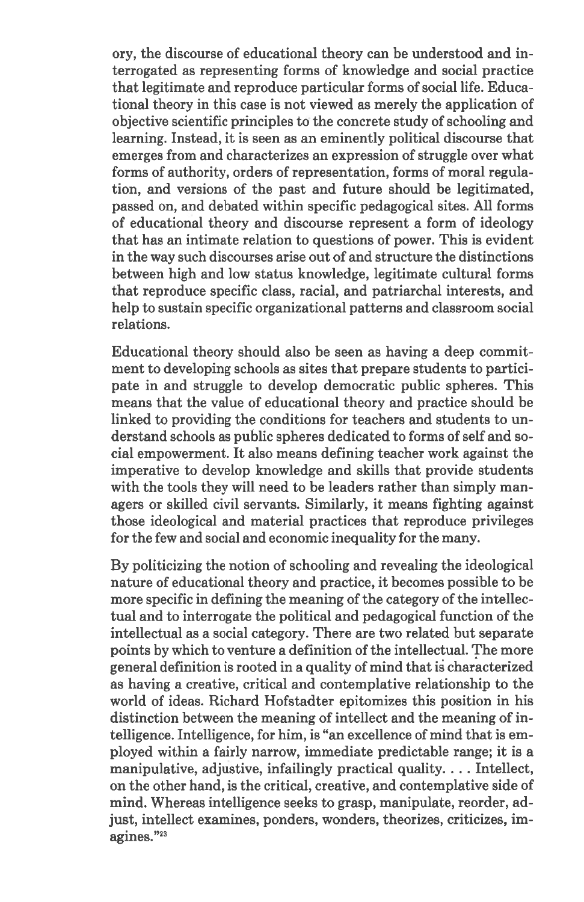ory, the discourse of educational theory can be understood and interrogated as representing forms of knowledge and social practice that legitimate and reproduce particular forms of social life. Educational theory in this case is not viewed as merely the application of objective scientific principles to the concrete study of schooling and learning. Instead, it is seen as an eminently political discourse that emerges from and characterizes an expression of struggle over what forms of authority, orders of representation, forms of moral regulation, and versions of the past and future should be legitimated, passed on, and debated within specific pedagogical sites. All forms of educational theory and discourse represent a form of ideology that has an intimate relation to questions of power. This is evident in the way such discourses arise out of and structure the distinctions between high and low status knowledge, legitimate cultural forms that reproduce specific class, racial, and patriarchal interests, and help to sustain specific organizational patterns and classroom social relations.

Educational theory should also be seen as having a deep commitment to developing schools as sites that prepare students to participate in and struggle to develop democratic public spheres. This means that the value of educational theory and practice should be linked to providing the conditions for teachers and students to understand schools as public spheres dedicated to forms of self and social empowerment. It also means defining teacher work against the imperative to develop knowledge and skills that provide students with the tools they will need to be leaders rather than simply managers or skilled civil servants. Similarly, it means fighting against those ideological and material practices that reproduce privileges for the few and social and economic inequality for the many.

By politicizing the notion of schooling and revealing the ideological nature of educational theory and practice, it becomes possible to be more specific in defining the meaning of the category of the intellectual and to interrogate the political and pedagogical function of the intellectual as a social category. There are two related but separate points by which to venture a definition of the intellectual. The more general definition is rooted in a quality of mind that is characterized as having a creative, critical and contemplative relationship to the world of ideas. Richard Hofstadter epitomizes this position in his distinction between the meaning of intellect and the meaning of intelligence. Intelligence, for him, is "an excellence of mind that is employed within a fairly narrow, immediate predictable range; it is a manipulative, adjustive, infailingly practical quality. . . . Intellect, on the other hand, is the critical, creative, and contemplative side of mind. Whereas intelligence seeks to grasp, manipulate, reorder, adjust, intellect examines, ponders, wonders, theorizes, criticizes, imagines."[23]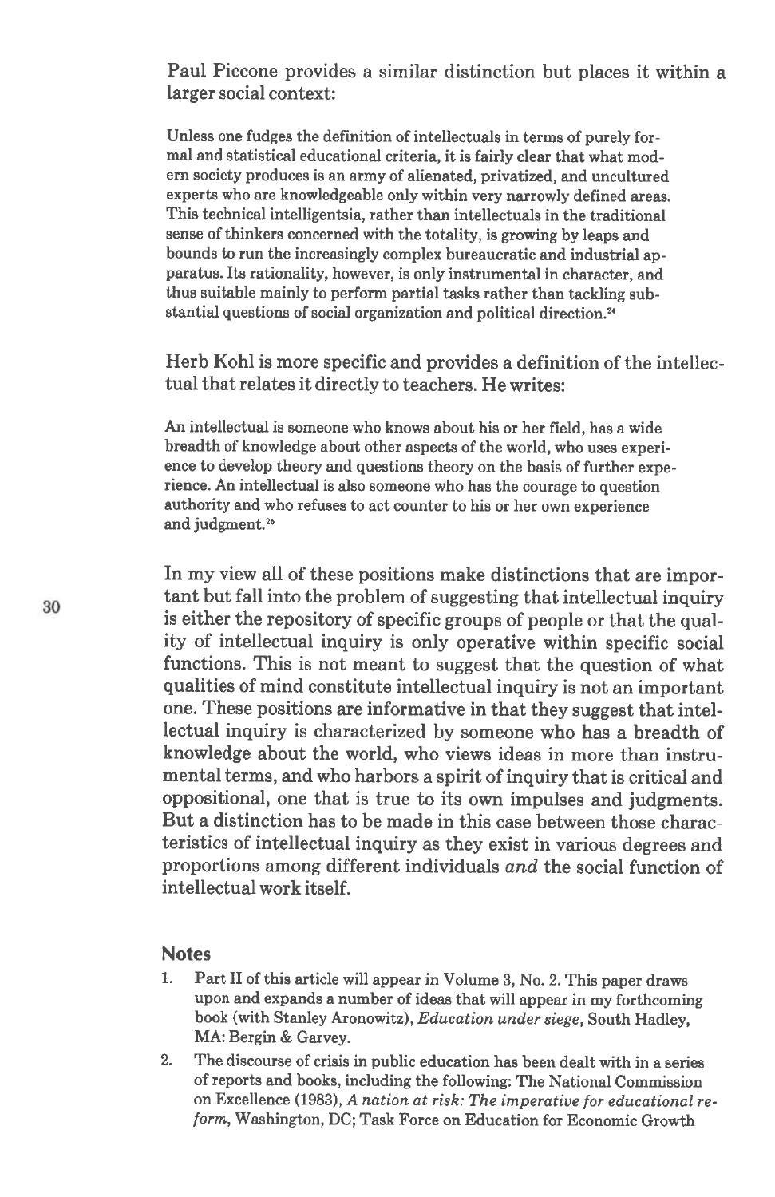Paul Piccone provides a similar distinction but places it within a larger social context:

> Unless one fudges the definition of intellectuals in terms of purely formal and statistical educational criteria, it is fairly clear that what modern society produces is an army of alienated, privatized, and uncultured experts who are knowledgeable only within very narrowly defined areas. This technical intelligentsia, rather than intellectuals in the traditional sense of thinkers concerned with the totality, is growing by leaps and bounds to run the increasingly complex bureaucratic and industrial apparatus. Its rationality, however, is only instrumental in character, and thus suitable mainly to perform partial tasks rather than tackling substantial questions of social organization and political direction.[24]

Herb Kohl is more specific and provides a definition of the intellectual that relates it directly to teachers. He writes:

> An intellectual is someone who knows about his or her field, has a wide breadth of knowledge about other aspects of the world, who uses experience to develop theory and questions theory on the basis of further experience. An intellectual is also someone who has the courage to question authority and who refuses to act counter to his or her own experience and judgment.[25]

In my view all of these positions make distinctions that are important but fall into the problem of suggesting that intellectual inquiry is either the repository of specific groups of people or that the quality of intellectual inquiry is only operative within specific social functions. This is not meant to suggest that the question of what qualities of mind constitute intellectual inquiry is not an important one. These positions are informative in that they suggest that intellectual inquiry is characterized by someone who has a breadth of knowledge about the world, who views ideas in more than instrumental terms, and who harbors a spirit of inquiry that is critical and oppositional, one that is true to its own impulses and judgments. But a distinction has to be made in this case between those characteristics of intellectual inquiry as they exist in various degrees and proportions among different individuals *and* the social function of intellectual work itself.

## Notes

1. Part II of this article will appear in Volume 3, No. 2. This paper draws upon and expands a number of ideas that will appear in my forthcoming book (with Stanley Aronowitz), *Education under siege*, South Hadley, MA: Bergin & Garvey.
2. The discourse of crisis in public education has been dealt with in a series of reports and books, including the following: The National Commission on Excellence (1983), *A nation at risk: The imperative for educational reform*, Washington, DC; Task Force on Education for Economic Growth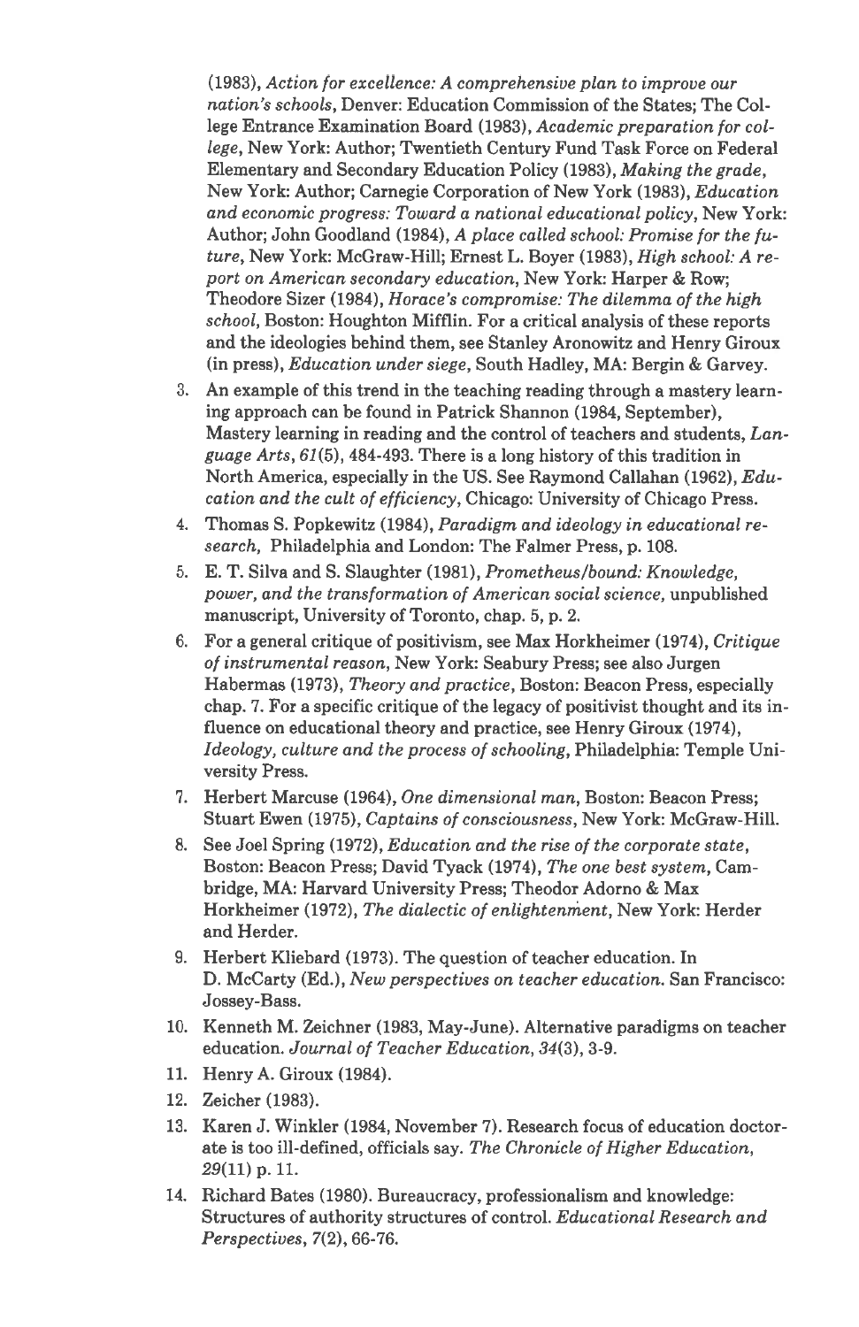(1983), *Action for excellence: A comprehensive plan to improve our nation's schools*, Denver: Education Commission of the States; The College Entrance Examination Board (1983), *Academic preparation for college*, New York: Author; Twentieth Century Fund Task Force on Federal Elementary and Secondary Education Policy (1983), *Making the grade*, New York: Author; Carnegie Corporation of New York (1983), *Education and economic progress: Toward a national educational policy*, New York: Author; John Goodland (1984), *A place called school: Promise for the future*, New York: McGraw-Hill; Ernest L. Boyer (1983), *High school: A report on American secondary education*, New York: Harper & Row; Theodore Sizer (1984), *Horace's compromise: The dilemma of the high school*, Boston: Houghton Mifflin. For a critical analysis of these reports and the ideologies behind them, see Stanley Aronowitz and Henry Giroux (in press), *Education under siege*, South Hadley, MA: Bergin & Garvey.

3. An example of this trend in the teaching reading through a mastery learning approach can be found in Patrick Shannon (1984, September), Mastery learning in reading and the control of teachers and students, *Language Arts*, *61*(5), 484-493. There is a long history of this tradition in North America, especially in the US. See Raymond Callahan (1962), *Education and the cult of efficiency*, Chicago: University of Chicago Press.
4. Thomas S. Popkewitz (1984), *Paradigm and ideology in educational research*, Philadelphia and London: The Falmer Press, p. 108.
5. E. T. Silva and S. Slaughter (1981), *Prometheus/bound: Knowledge, power, and the transformation of American social science*, unpublished manuscript, University of Toronto, chap. 5, p. 2.
6. For a general critique of positivism, see Max Horkheimer (1974), *Critique of instrumental reason*, New York: Seabury Press; see also Jurgen Habermas (1973), *Theory and practice*, Boston: Beacon Press, especially chap. 7. For a specific critique of the legacy of positivist thought and its influence on educational theory and practice, see Henry Giroux (1974), *Ideology, culture and the process of schooling*, Philadelphia: Temple University Press.
7. Herbert Marcuse (1964), *One dimensional man*, Boston: Beacon Press; Stuart Ewen (1975), *Captains of consciousness*, New York: McGraw-Hill.
8. See Joel Spring (1972), *Education and the rise of the corporate state*, Boston: Beacon Press; David Tyack (1974), *The one best system*, Cambridge, MA: Harvard University Press; Theodor Adorno & Max Horkheimer (1972), *The dialectic of enlightenment*, New York: Herder and Herder.
9. Herbert Kliebard (1973). The question of teacher education. In D. McCarty (Ed.), *New perspectives on teacher education*. San Francisco: Jossey-Bass.
10. Kenneth M. Zeichner (1983, May-June). Alternative paradigms on teacher education. *Journal of Teacher Education*, *34*(3), 3-9.
11. Henry A. Giroux (1984).
12. Zeicher (1983).
13. Karen J. Winkler (1984, November 7). Research focus of education doctorate is too ill-defined, officials say. *The Chronicle of Higher Education*, *29*(11) p. 11.
14. Richard Bates (1980). Bureaucracy, professionalism and knowledge: Structures of authority structures of control. *Educational Research and Perspectives*, *7*(2), 66-76.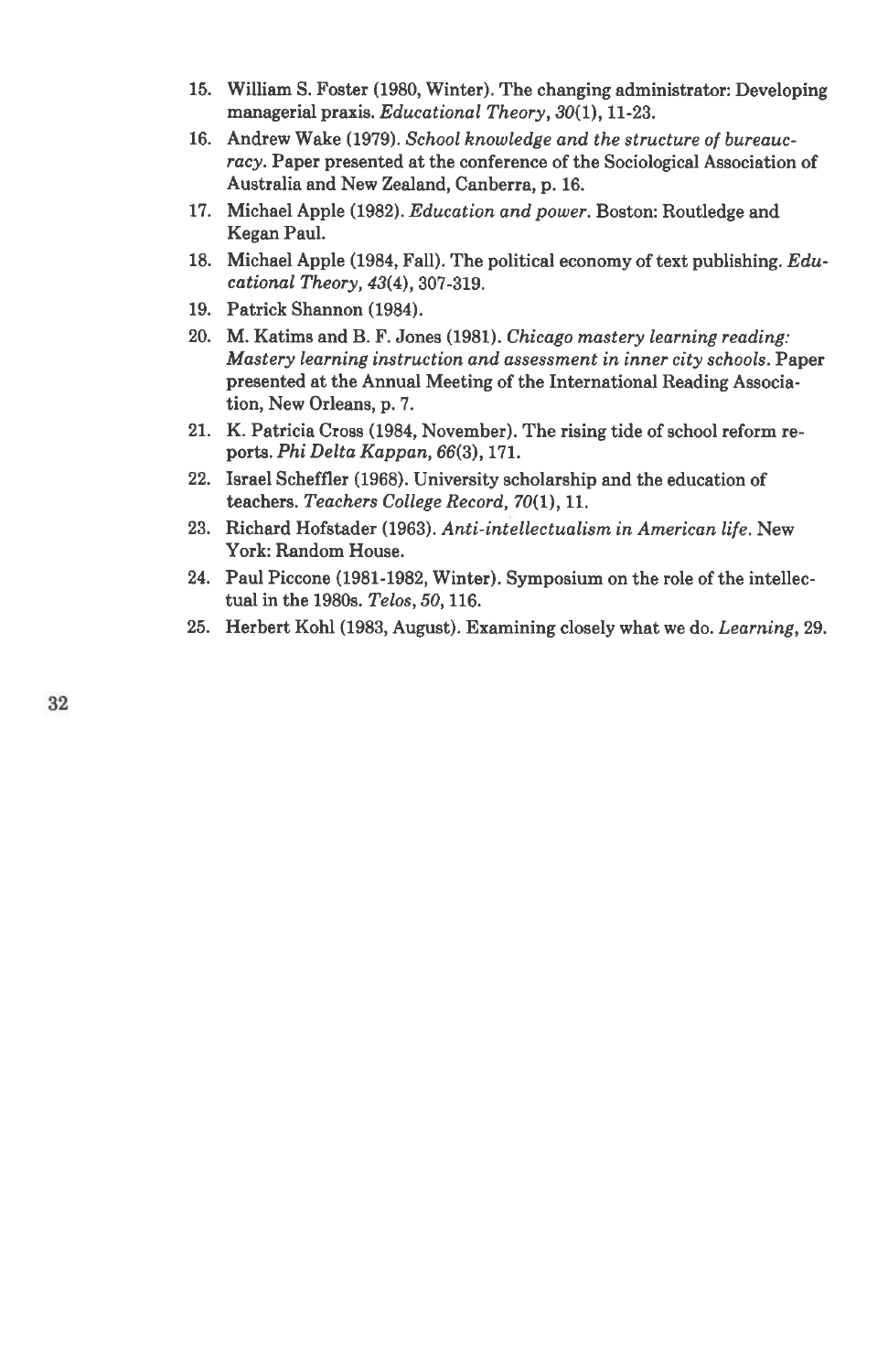15. William S. Foster (1980, Winter). The changing administrator: Developing managerial praxis. *Educational Theory, 30*(1), 11-23.
16. Andrew Wake (1979). *School knowledge and the structure of bureaucracy*. Paper presented at the conference of the Sociological Association of Australia and New Zealand, Canberra, p. 16.
17. Michael Apple (1982). *Education and power*. Boston: Routledge and Kegan Paul.
18. Michael Apple (1984, Fall). The political economy of text publishing. *Educational Theory, 43*(4), 307-319.
19. Patrick Shannon (1984).
20. M. Katims and B. F. Jones (1981). *Chicago mastery learning reading: Mastery learning instruction and assessment in inner city schools*. Paper presented at the Annual Meeting of the International Reading Association, New Orleans, p. 7.
21. K. Patricia Cross (1984, November). The rising tide of school reform reports. *Phi Delta Kappan, 66*(3), 171.
22. Israel Scheffler (1968). University scholarship and the education of teachers. *Teachers College Record, 70*(1), 11.
23. Richard Hofstader (1963). *Anti-intellectualism in American life*. New York: Random House.
24. Paul Piccone (1981-1982, Winter). Symposium on the role of the intellectual in the 1980s. *Telos, 50*, 116.
25. Herbert Kohl (1983, August). Examining closely what we do. *Learning*, 29.